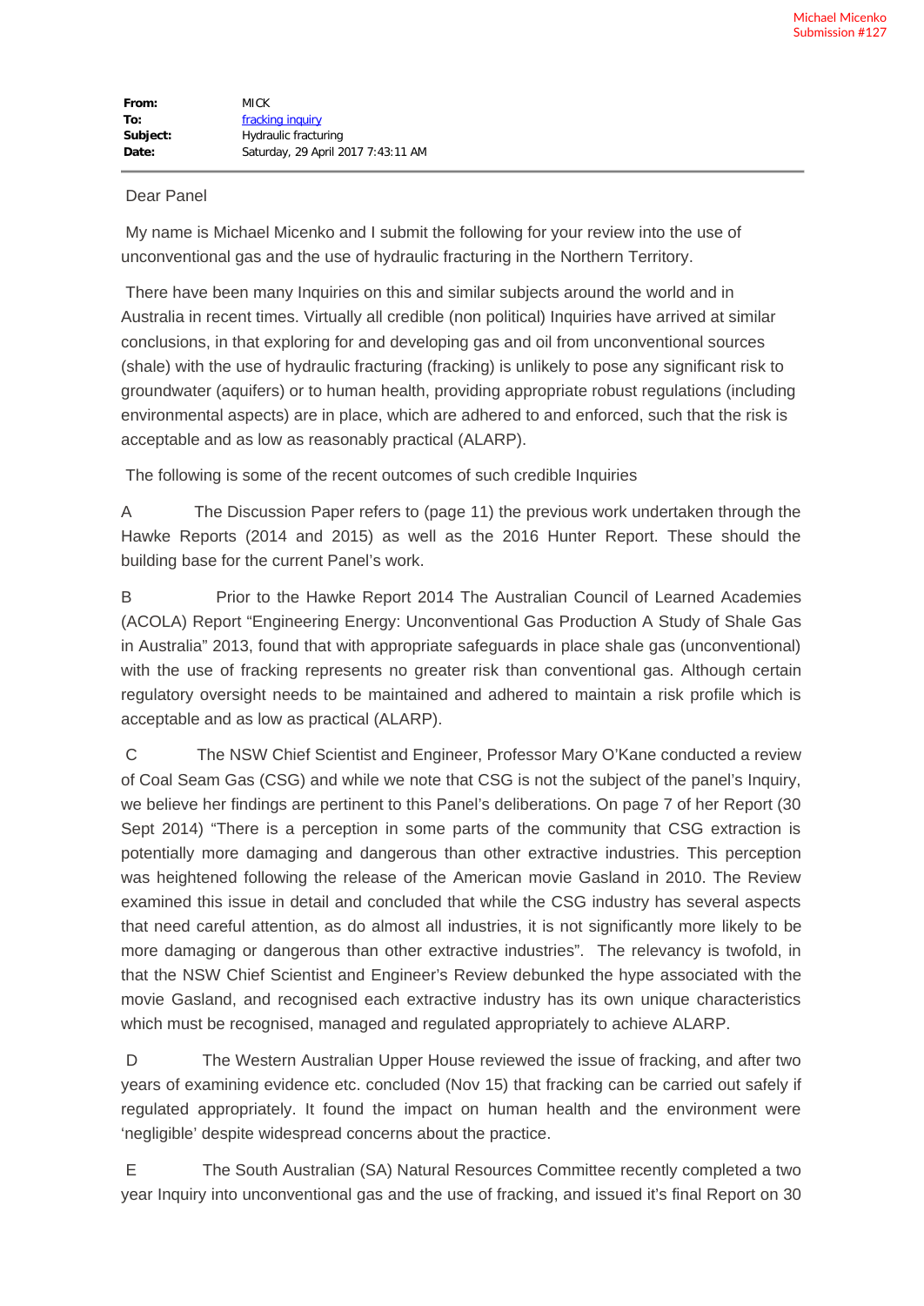Michael Micenko
Submission #127

| | |
|---|---|
| **From:** | MICK |
| **To:** | fracking inquiry |
| **Subject:** | Hydraulic fracturing |
| **Date:** | Saturday, 29 April 2017 7:43:11 AM |

Dear Panel

My name is Michael Micenko and I submit the following for your review into the use of unconventional gas and the use of hydraulic fracturing in the Northern Territory.

There have been many Inquiries on this and similar subjects around the world and in Australia in recent times. Virtually all credible (non political) Inquiries have arrived at similar conclusions, in that exploring for and developing gas and oil from unconventional sources (shale) with the use of hydraulic fracturing (fracking) is unlikely to pose any significant risk to groundwater (aquifers) or to human health, providing appropriate robust regulations (including environmental aspects) are in place, which are adhered to and enforced, such that the risk is acceptable and as low as reasonably practical (ALARP).

The following is some of the recent outcomes of such credible Inquiries

A The Discussion Paper refers to (page 11) the previous work undertaken through the Hawke Reports (2014 and 2015) as well as the 2016 Hunter Report. These should the building base for the current Panel's work.

B Prior to the Hawke Report 2014 The Australian Council of Learned Academies (ACOLA) Report "Engineering Energy: Unconventional Gas Production A Study of Shale Gas in Australia" 2013, found that with appropriate safeguards in place shale gas (unconventional) with the use of fracking represents no greater risk than conventional gas. Although certain regulatory oversight needs to be maintained and adhered to maintain a risk profile which is acceptable and as low as practical (ALARP).

C The NSW Chief Scientist and Engineer, Professor Mary O'Kane conducted a review of Coal Seam Gas (CSG) and while we note that CSG is not the subject of the panel's Inquiry, we believe her findings are pertinent to this Panel's deliberations. On page 7 of her Report (30 Sept 2014) "There is a perception in some parts of the community that CSG extraction is potentially more damaging and dangerous than other extractive industries. This perception was heightened following the release of the American movie Gasland in 2010. The Review examined this issue in detail and concluded that while the CSG industry has several aspects that need careful attention, as do almost all industries, it is not significantly more likely to be more damaging or dangerous than other extractive industries". The relevancy is twofold, in that the NSW Chief Scientist and Engineer's Review debunked the hype associated with the movie Gasland, and recognised each extractive industry has its own unique characteristics which must be recognised, managed and regulated appropriately to achieve ALARP.

D The Western Australian Upper House reviewed the issue of fracking, and after two years of examining evidence etc. concluded (Nov 15) that fracking can be carried out safely if regulated appropriately. It found the impact on human health and the environment were 'negligible' despite widespread concerns about the practice.

E The South Australian (SA) Natural Resources Committee recently completed a two year Inquiry into unconventional gas and the use of fracking, and issued it's final Report on 30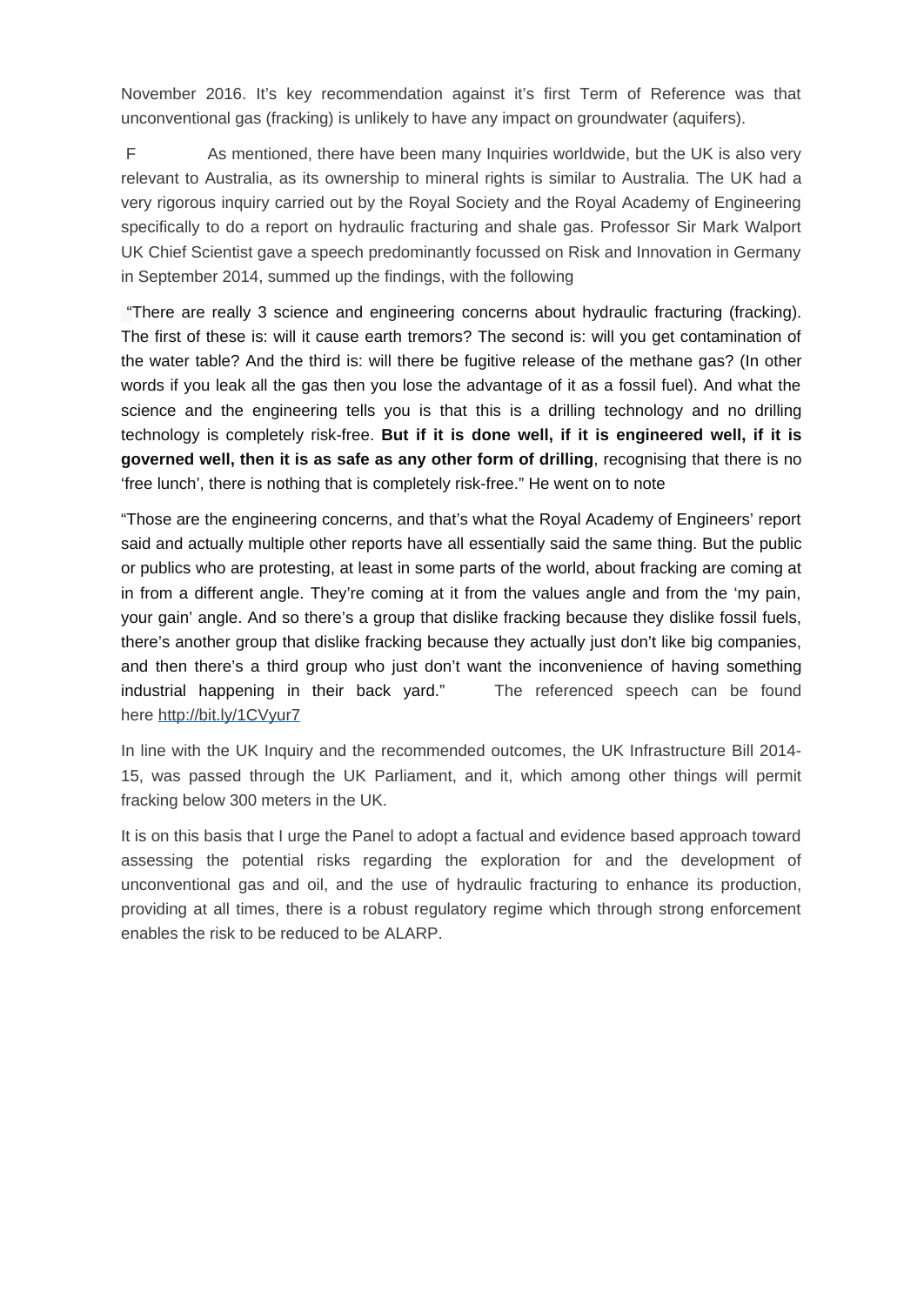November 2016. It's key recommendation against it's first Term of Reference was that unconventional gas (fracking) is unlikely to have any impact on groundwater (aquifers).

F As mentioned, there have been many Inquiries worldwide, but the UK is also very relevant to Australia, as its ownership to mineral rights is similar to Australia. The UK had a very rigorous inquiry carried out by the Royal Society and the Royal Academy of Engineering specifically to do a report on hydraulic fracturing and shale gas. Professor Sir Mark Walport UK Chief Scientist gave a speech predominantly focussed on Risk and Innovation in Germany in September 2014, summed up the findings, with the following

"There are really 3 science and engineering concerns about hydraulic fracturing (fracking). The first of these is: will it cause earth tremors? The second is: will you get contamination of the water table? And the third is: will there be fugitive release of the methane gas? (In other words if you leak all the gas then you lose the advantage of it as a fossil fuel). And what the science and the engineering tells you is that this is a drilling technology and no drilling technology is completely risk-free. **But if it is done well, if it is engineered well, if it is governed well, then it is as safe as any other form of drilling**, recognising that there is no 'free lunch', there is nothing that is completely risk-free." He went on to note

"Those are the engineering concerns, and that's what the Royal Academy of Engineers' report said and actually multiple other reports have all essentially said the same thing. But the public or publics who are protesting, at least in some parts of the world, about fracking are coming at in from a different angle. They're coming at it from the values angle and from the 'my pain, your gain' angle. And so there's a group that dislike fracking because they dislike fossil fuels, there's another group that dislike fracking because they actually just don't like big companies, and then there's a third group who just don't want the inconvenience of having something industrial happening in their back yard." The referenced speech can be found here http://bit.ly/1CVyur7

In line with the UK Inquiry and the recommended outcomes, the UK Infrastructure Bill 2014-15, was passed through the UK Parliament, and it, which among other things will permit fracking below 300 meters in the UK.

It is on this basis that I urge the Panel to adopt a factual and evidence based approach toward assessing the potential risks regarding the exploration for and the development of unconventional gas and oil, and the use of hydraulic fracturing to enhance its production, providing at all times, there is a robust regulatory regime which through strong enforcement enables the risk to be reduced to be ALARP.